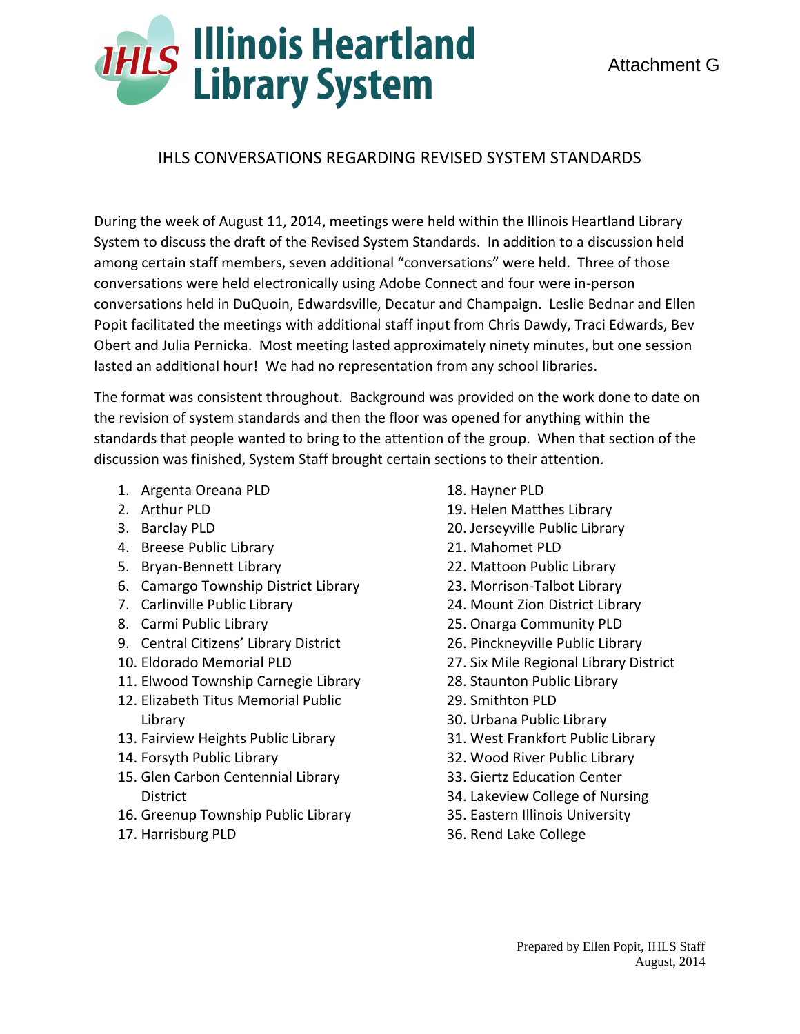# Illinois Heartland Library System

Attachment G

## IHLS CONVERSATIONS REGARDING REVISED SYSTEM STANDARDS

During the week of August 11, 2014, meetings were held within the Illinois Heartland Library System to discuss the draft of the Revised System Standards. In addition to a discussion held among certain staff members, seven additional "conversations" were held. Three of those conversations were held electronically using Adobe Connect and four were in-person conversations held in DuQuoin, Edwardsville, Decatur and Champaign. Leslie Bednar and Ellen Popit facilitated the meetings with additional staff input from Chris Dawdy, Traci Edwards, Bev Obert and Julia Pernicka. Most meeting lasted approximately ninety minutes, but one session lasted an additional hour! We had no representation from any school libraries.

The format was consistent throughout. Background was provided on the work done to date on the revision of system standards and then the floor was opened for anything within the standards that people wanted to bring to the attention of the group. When that section of the discussion was finished, System Staff brought certain sections to their attention.

1. Argenta Oreana PLD
2. Arthur PLD
3. Barclay PLD
4. Breese Public Library
5. Bryan-Bennett Library
6. Camargo Township District Library
7. Carlinville Public Library
8. Carmi Public Library
9. Central Citizens' Library District
10. Eldorado Memorial PLD
11. Elwood Township Carnegie Library
12. Elizabeth Titus Memorial Public Library
13. Fairview Heights Public Library
14. Forsyth Public Library
15. Glen Carbon Centennial Library District
16. Greenup Township Public Library
17. Harrisburg PLD
18. Hayner PLD
19. Helen Matthes Library
20. Jerseyville Public Library
21. Mahomet PLD
22. Mattoon Public Library
23. Morrison-Talbot Library
24. Mount Zion District Library
25. Onarga Community PLD
26. Pinckneyville Public Library
27. Six Mile Regional Library District
28. Staunton Public Library
29. Smithton PLD
30. Urbana Public Library
31. West Frankfort Public Library
32. Wood River Public Library
33. Giertz Education Center
34. Lakeview College of Nursing
35. Eastern Illinois University
36. Rend Lake College

Prepared by Ellen Popit, IHLS Staff
August, 2014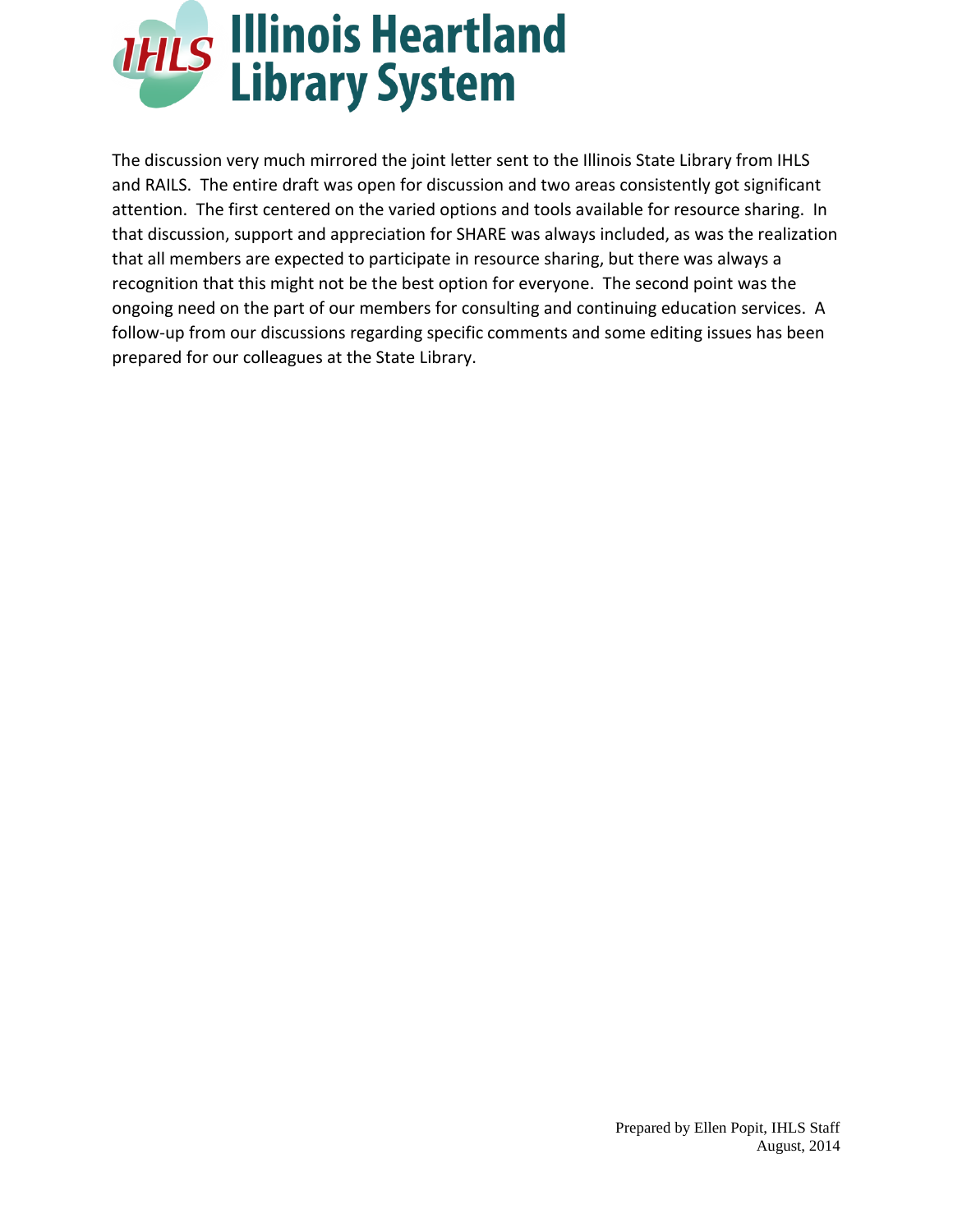# Illinois Heartland Library System

The discussion very much mirrored the joint letter sent to the Illinois State Library from IHLS and RAILS. The entire draft was open for discussion and two areas consistently got significant attention. The first centered on the varied options and tools available for resource sharing. In that discussion, support and appreciation for SHARE was always included, as was the realization that all members are expected to participate in resource sharing, but there was always a recognition that this might not be the best option for everyone. The second point was the ongoing need on the part of our members for consulting and continuing education services. A follow-up from our discussions regarding specific comments and some editing issues has been prepared for our colleagues at the State Library.

Prepared by Ellen Popit, IHLS Staff
August, 2014